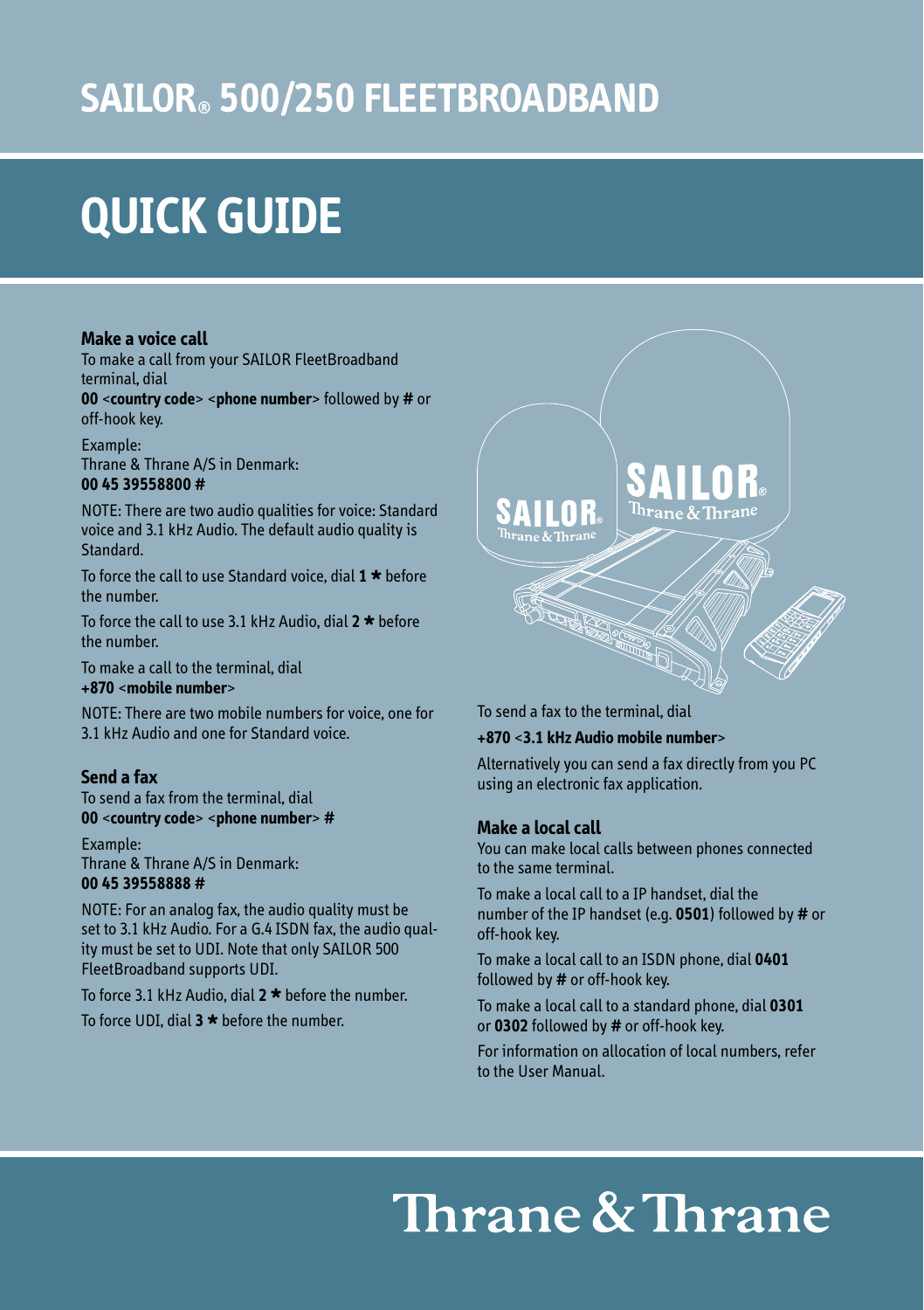# SAILOR® 500/250 FLEETBROADBAND

# QUICK GUIDE

### Make a voice call

To make a call from your SAILOR FleetBroadband terminal, dial
**00** <**country code**> <**phone number**> followed by **#** or off-hook key.

Example:
Thrane & Thrane A/S in Denmark:
**00 45 39558800 #**

NOTE: There are two audio qualities for voice: Standard voice and 3.1 kHz Audio. The default audio quality is Standard.

To force the call to use Standard voice, dial **1 *** before the number.

To force the call to use 3.1 kHz Audio, dial **2 *** before the number.

To make a call to the terminal, dial
**+870** <**mobile number**>

NOTE: There are two mobile numbers for voice, one for 3.1 kHz Audio and one for Standard voice.

### Send a fax

To send a fax from the terminal, dial
**00** <**country code**> <**phone number**> **#**

Example:
Thrane & Thrane A/S in Denmark:
**00 45 39558888 #**

NOTE: For an analog fax, the audio quality must be set to 3.1 kHz Audio. For a G.4 ISDN fax, the audio quality must be set to UDI. Note that only SAILOR 500 FleetBroadband supports UDI.

To force 3.1 kHz Audio, dial **2 *** before the number.

To force UDI, dial **3 *** before the number.

To send a fax to the terminal, dial

**+870** <**3.1 kHz Audio mobile number**>

Alternatively you can send a fax directly from you PC using an electronic fax application.

### Make a local call

You can make local calls between phones connected to the same terminal.

To make a local call to a IP handset, dial the number of the IP handset (e.g. **0501**) followed by **#** or off-hook key.

To make a local call to an ISDN phone, dial **0401** followed by **#** or off-hook key.

To make a local call to a standard phone, dial **0301** or **0302** followed by **#** or off-hook key.

For information on allocation of local numbers, refer to the User Manual.

Thrane & Thrane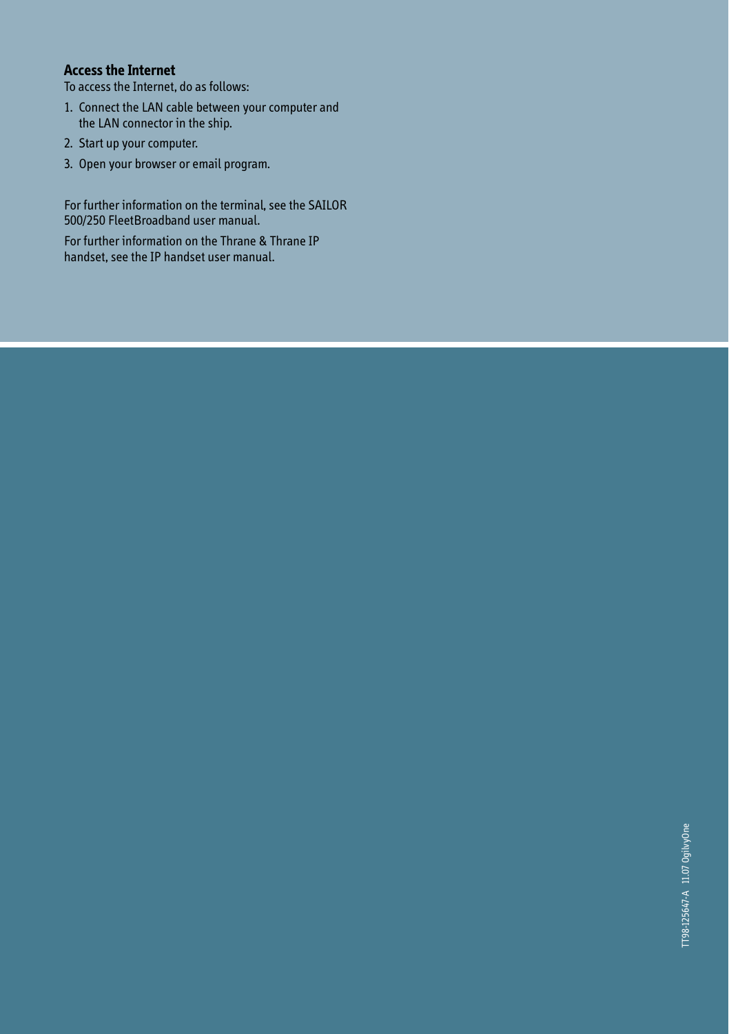**Access the Internet**

To access the Internet, do as follows:

1. Connect the LAN cable between your computer and the LAN connector in the ship.
2. Start up your computer.
3. Open your browser or email program.

For further information on the terminal, see the SAILOR 500/250 FleetBroadband user manual.

For further information on the Thrane & Thrane IP handset, see the IP handset user manual.

TT98-125647-A 11.07 OgilvyOne